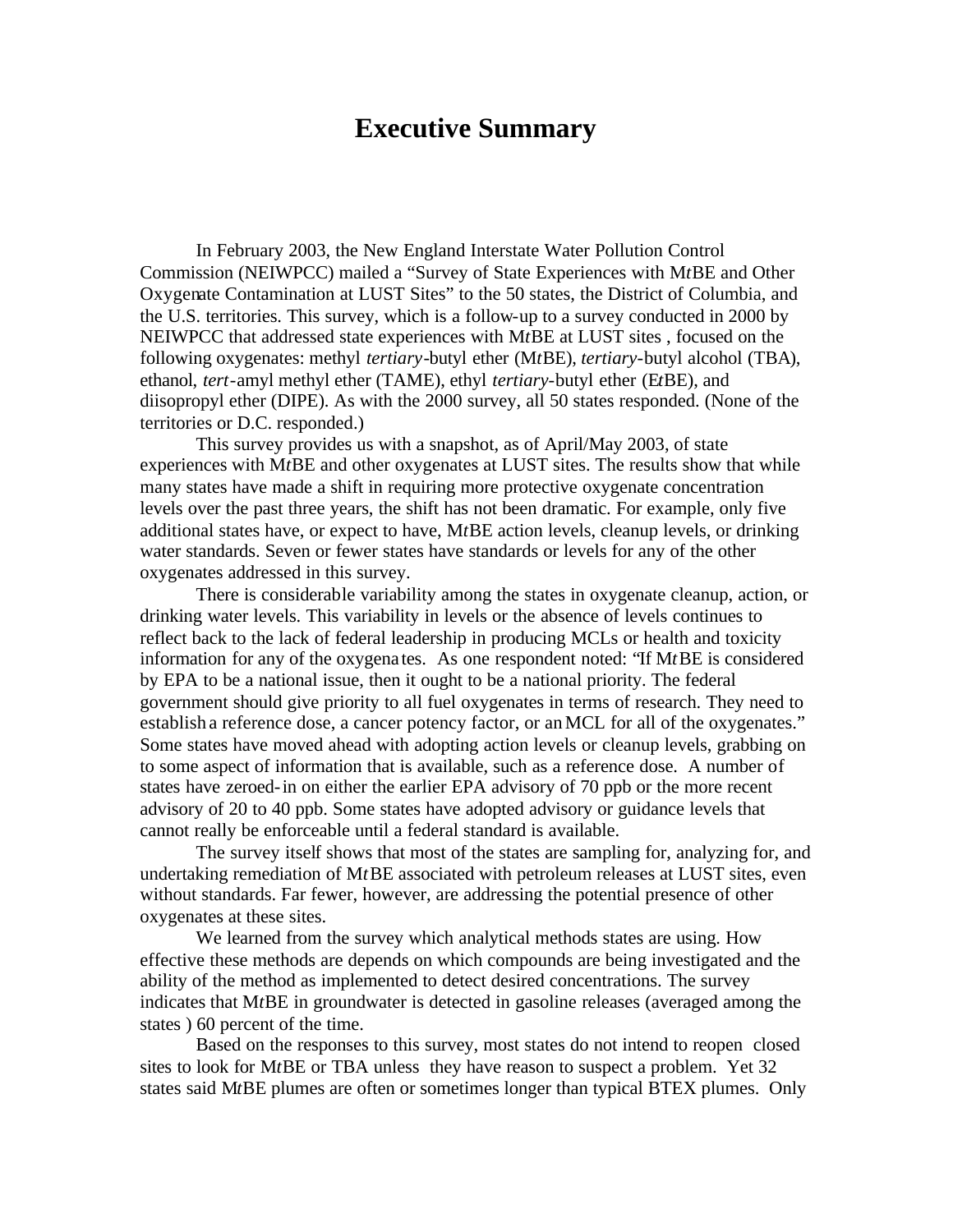# Executive Summary

In February 2003, the New England Interstate Water Pollution Control Commission (NEIWPCC) mailed a "Survey of State Experiences with M*t*BE and Other Oxygenate Contamination at LUST Sites" to the 50 states, the District of Columbia, and the U.S. territories. This survey, which is a follow-up to a survey conducted in 2000 by NEIWPCC that addressed state experiences with M*t*BE at LUST sites , focused on the following oxygenates: methyl *tertiary*-butyl ether (M*t*BE), *tertiary*-butyl alcohol (TBA), ethanol, *tert*-amyl methyl ether (TAME), ethyl *tertiary*-butyl ether (E*t*BE), and diisopropyl ether (DIPE). As with the 2000 survey, all 50 states responded. (None of the territories or D.C. responded.)

This survey provides us with a snapshot, as of April/May 2003, of state experiences with M*t*BE and other oxygenates at LUST sites. The results show that while many states have made a shift in requiring more protective oxygenate concentration levels over the past three years, the shift has not been dramatic. For example, only five additional states have, or expect to have, M*t*BE action levels, cleanup levels, or drinking water standards. Seven or fewer states have standards or levels for any of the other oxygenates addressed in this survey.

There is considerable variability among the states in oxygenate cleanup, action, or drinking water levels. This variability in levels or the absence of levels continues to reflect back to the lack of federal leadership in producing MCLs or health and toxicity information for any of the oxygenates. As one respondent noted: "If M*t*BE is considered by EPA to be a national issue, then it ought to be a national priority. The federal government should give priority to all fuel oxygenates in terms of research. They need to establish a reference dose, a cancer potency factor, or an MCL for all of the oxygenates." Some states have moved ahead with adopting action levels or cleanup levels, grabbing on to some aspect of information that is available, such as a reference dose. A number of states have zeroed-in on either the earlier EPA advisory of 70 ppb or the more recent advisory of 20 to 40 ppb. Some states have adopted advisory or guidance levels that cannot really be enforceable until a federal standard is available.

The survey itself shows that most of the states are sampling for, analyzing for, and undertaking remediation of M*t*BE associated with petroleum releases at LUST sites, even without standards. Far fewer, however, are addressing the potential presence of other oxygenates at these sites.

We learned from the survey which analytical methods states are using. How effective these methods are depends on which compounds are being investigated and the ability of the method as implemented to detect desired concentrations. The survey indicates that M*t*BE in groundwater is detected in gasoline releases (averaged among the states ) 60 percent of the time.

Based on the responses to this survey, most states do not intend to reopen closed sites to look for M*t*BE or TBA unless they have reason to suspect a problem. Yet 32 states said M*t*BE plumes are often or sometimes longer than typical BTEX plumes. Only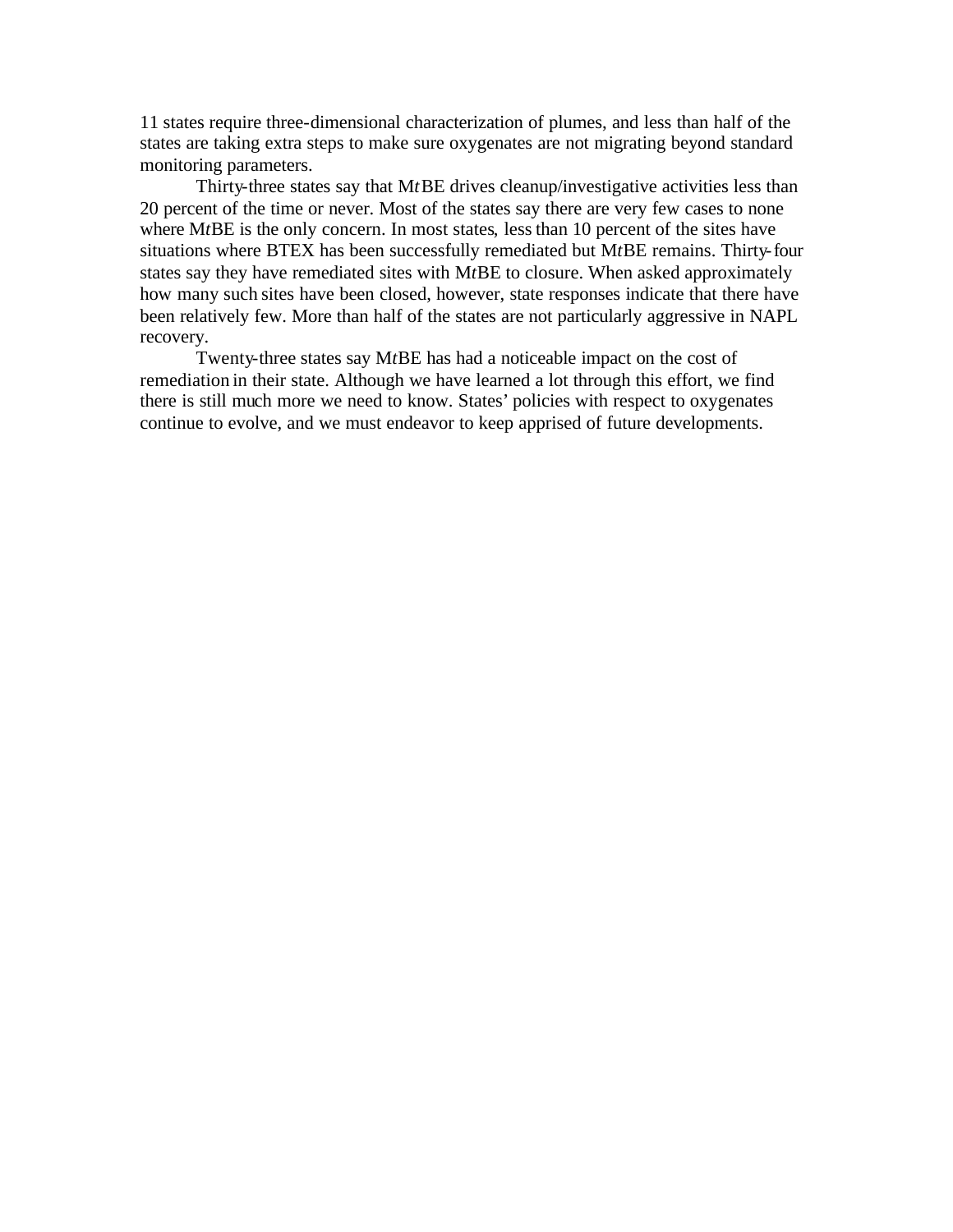11 states require three-dimensional characterization of plumes, and less than half of the states are taking extra steps to make sure oxygenates are not migrating beyond standard monitoring parameters.

Thirty-three states say that M*t*BE drives cleanup/investigative activities less than 20 percent of the time or never. Most of the states say there are very few cases to none where M*t*BE is the only concern. In most states, less than 10 percent of the sites have situations where BTEX has been successfully remediated but M*t*BE remains. Thirty-four states say they have remediated sites with M*t*BE to closure. When asked approximately how many such sites have been closed, however, state responses indicate that there have been relatively few. More than half of the states are not particularly aggressive in NAPL recovery.

Twenty-three states say M*t*BE has had a noticeable impact on the cost of remediation in their state. Although we have learned a lot through this effort, we find there is still much more we need to know. States' policies with respect to oxygenates continue to evolve, and we must endeavor to keep apprised of future developments.